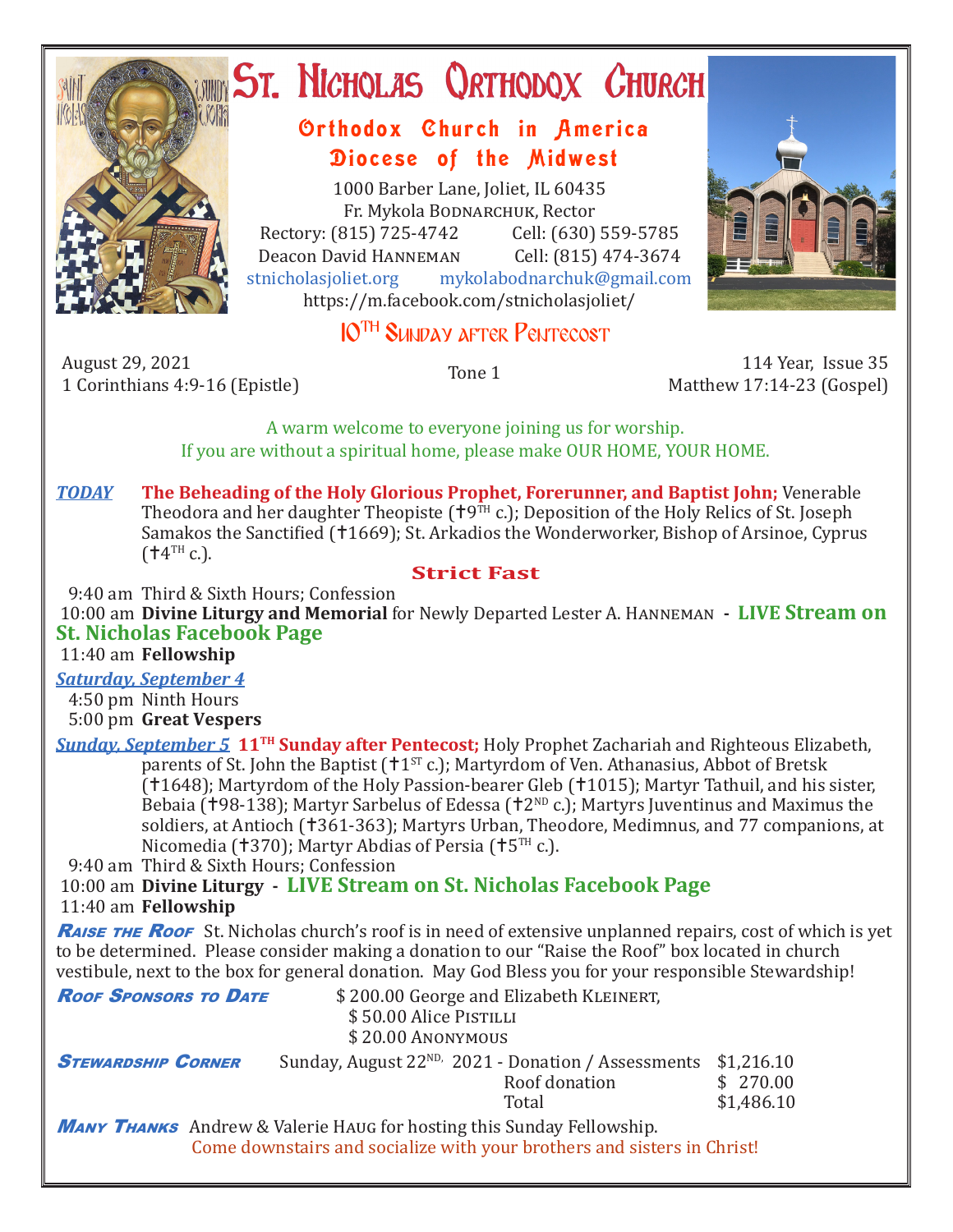# St. Nicholas Orthodox Church

## Orthodox Church in America
## Diocese of the Midwest

1000 Barber Lane, Joliet, IL 60435
Fr. Mykola Bodnarchuk, Rector
Rectory: (815) 725-4742 Cell: (630) 559-5785
Deacon David Hanneman Cell: (815) 474-3674
stnicholasjoliet.org mykolabodnarchuk@gmail.com
https://m.facebook.com/stnicholasjoliet/

## 10th Sunday after Pentecost

August 29, 2021
1 Corinthians 4:9-16 (Epistle)

Tone 1

114 Year, Issue 35
Matthew 17:14-23 (Gospel)

A warm welcome to everyone joining us for worship.
If you are without a spiritual home, please make OUR HOME, YOUR HOME.

***TODAY*** **The Beheading of the Holy Glorious Prophet, Forerunner, and Baptist John;** Venerable Theodora and her daughter Theopiste (†9th c.); Deposition of the Holy Relics of St. Joseph Samakos the Sanctified (†1669); St. Arkadios the Wonderworker, Bishop of Arsinoe, Cyprus (†4th c.).

**Strict Fast**

9:40 am Third & Sixth Hours; Confession
10:00 am **Divine Liturgy and Memorial** for Newly Departed Lester A. Hanneman - **LIVE Stream on St. Nicholas Facebook Page**
11:40 am **Fellowship**

***Saturday, September 4***
4:50 pm Ninth Hours
5:00 pm **Great Vespers**

***Sunday, September 5*** **11th Sunday after Pentecost;** Holy Prophet Zachariah and Righteous Elizabeth, parents of St. John the Baptist (†1st c.); Martyrdom of Ven. Athanasius, Abbot of Bretsk (†1648); Martyrdom of the Holy Passion-bearer Gleb (†1015); Martyr Tathuil, and his sister, Bebaia (†98-138); Martyr Sarbelus of Edessa (†2nd c.); Martyrs Juventinus and Maximus the soldiers, at Antioch (†361-363); Martyrs Urban, Theodore, Medimnus, and 77 companions, at Nicomedia (†370); Martyr Abdias of Persia (†5th c.).

9:40 am Third & Sixth Hours; Confession
10:00 am **Divine Liturgy** - **LIVE Stream on St. Nicholas Facebook Page**
11:40 am **Fellowship**

***Raise the Roof*** St. Nicholas church's roof is in need of extensive unplanned repairs, cost of which is yet to be determined. Please consider making a donation to our "Raise the Roof" box located in church vestibule, next to the box for general donation. May God Bless you for your responsible Stewardship!

***Roof Sponsors to Date***
$ 200.00 George and Elizabeth Kleinert,
$ 50.00 Alice Pistilli
$ 20.00 Anonymous

***Stewardship Corner***

| | |
|---|---|
| Sunday, August 22nd, 2021 - Donation / Assessments | $1,216.10 |
| Roof donation | $ 270.00 |
| Total | $1,486.10 |

***Many Thanks*** Andrew & Valerie Haug for hosting this Sunday Fellowship.
Come downstairs and socialize with your brothers and sisters in Christ!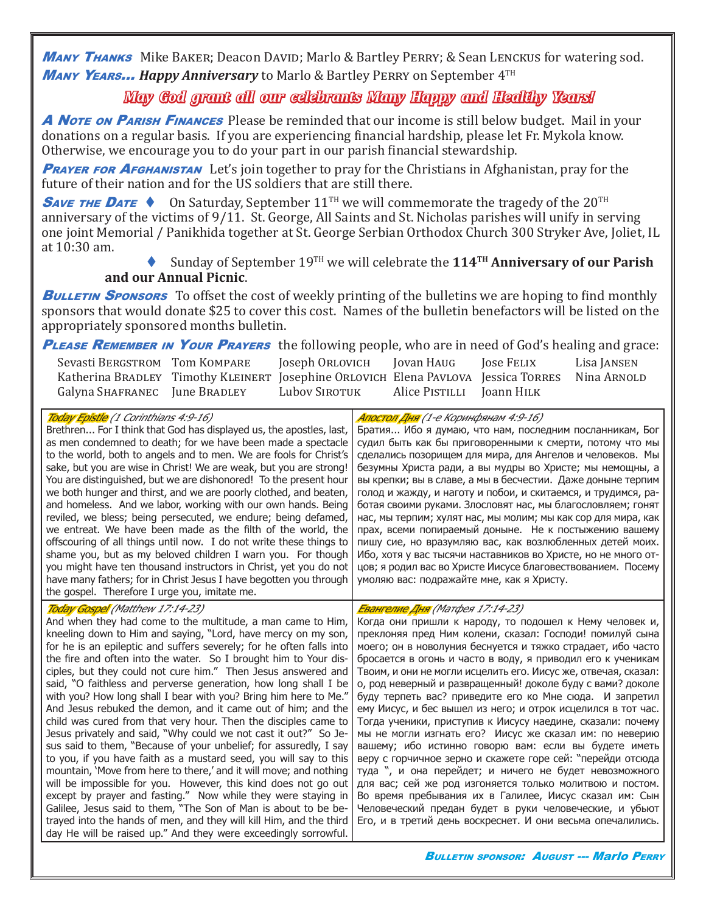**Many Thanks** Mike Baker; Deacon David; Marlo & Bartley Perry; & Sean Lenckus for watering sod.

**Many Years…** ***Happy Anniversary*** to Marlo & Bartley Perry on September 4th

*May God grant all our celebrants Many Happy and Healthy Years!*

**A Note on Parish Finances** Please be reminded that our income is still below budget. Mail in your donations on a regular basis. If you are experiencing financial hardship, please let Fr. Mykola know. Otherwise, we encourage you to do your part in our parish financial stewardship.

**Prayer for Afghanistan** Let's join together to pray for the Christians in Afghanistan, pray for the future of their nation and for the US soldiers that are still there.

**Save the Date** ♦ On Saturday, September 11th we will commemorate the tragedy of the 20th anniversary of the victims of 9/11. St. George, All Saints and St. Nicholas parishes will unify in serving one joint Memorial / Panikhida together at St. George Serbian Orthodox Church 300 Stryker Ave, Joliet, IL at 10:30 am.

♦ Sunday of September 19th we will celebrate the **114th Anniversary of our Parish and our Annual Picnic**.

**Bulletin Sponsors** To offset the cost of weekly printing of the bulletins we are hoping to find monthly sponsors that would donate $25 to cover this cost. Names of the bulletin benefactors will be listed on the appropriately sponsored months bulletin.

**Please Remember in Your Prayers** the following people, who are in need of God's healing and grace:

| | | | | | |
|---|---|---|---|---|---|
| Sevasti Bergstrom | Tom Kompare | Joseph Orlovich | Jovan Haug | Jose Felix | Lisa Jansen |
| Katherina Bradley | Timothy Kleinert | Josephine Orlovich | Elena Pavlova | Jessica Torres | Nina Arnold |
| Galyna Shafranec | June Bradley | Lubov Sirotuk | Alice Pistilli | Joann Hilk | |

*Today Epistle* (1 Corinthians 4:9-16)
Brethren... For I think that God has displayed us, the apostles, last, as men condemned to death; for we have been made a spectacle to the world, both to angels and to men. We are fools for Christ's sake, but you are wise in Christ! We are weak, but you are strong! You are distinguished, but we are dishonored! To the present hour we both hunger and thirst, and we are poorly clothed, and beaten, and homeless. And we labor, working with our own hands. Being reviled, we bless; being persecuted, we endure; being defamed, we entreat. We have been made as the filth of the world, the offscouring of all things until now. I do not write these things to shame you, but as my beloved children I warn you. For though you might have ten thousand instructors in Christ, yet you do not have many fathers; for in Christ Jesus I have begotten you through the gospel. Therefore I urge you, imitate me.

*Апостол Дня* (1-е Коринфянам 4:9-16)
Братия... Ибо я думаю, что нам, последним посланникам, Бог судил быть как бы приговоренными к смерти, потому что мы сделались позорищем для мира, для Ангелов и человеков. Мы безумны Христа ради, а вы мудры во Христе; мы немощны, а вы крепки; вы в славе, а мы в бесчестии. Даже доныне терпим голод и жажду, и наготу и побои, и скитаемся, и трудимся, работая своими руками. Злословят нас, мы благословляем; гонят нас, мы терпим; хулят нас, мы молим; мы как сор для мира, как прах, всеми попираемый доныне. Не к постыжению вашему пишу сие, но вразумляю вас, как возлюбленных детей моих. Ибо, хотя у вас тысячи наставников во Христе, но не много отцов; я родил вас во Христе Иисусе благовествованием. Посему умоляю вас: подражайте мне, как я Христу.

*Today Gospel* (Matthew 17:14-23)
And when they had come to the multitude, a man came to Him, kneeling down to Him and saying, "Lord, have mercy on my son, for he is an epileptic and suffers severely; for he often falls into the fire and often into the water. So I brought him to Your disciples, but they could not cure him." Then Jesus answered and said, "O faithless and perverse generation, how long shall I be with you? How long shall I bear with you? Bring him here to Me." And Jesus rebuked the demon, and it came out of him; and the child was cured from that very hour. Then the disciples came to Jesus privately and said, "Why could we not cast it out?" So Jesus said to them, "Because of your unbelief; for assuredly, I say to you, if you have faith as a mustard seed, you will say to this mountain, 'Move from here to there,' and it will move; and nothing will be impossible for you. However, this kind does not go out except by prayer and fasting." Now while they were staying in Galilee, Jesus said to them, "The Son of Man is about to be betrayed into the hands of men, and they will kill Him, and the third day He will be raised up." And they were exceedingly sorrowful.

*Евангелие Дня* (Матфея 17:14-23)
Когда они пришли к народу, то подошел к Нему человек и, преклоняя пред Ним колени, сказал: Господи! помилуй сына моего; он в новолуния беснуется и тяжко страдает, ибо часто бросается в огонь и часто в воду, я приводил его к ученикам Твоим, и они не могли исцелить его. Иисус же, отвечая, сказал: о, род неверный и развращенный! доколе буду с вами? доколе буду терпеть вас? приведите его ко Мне сюда. И запретил ему Иисус, и бес вышел из него; и отрок исцелился в тот час. Тогда ученики, приступив к Иисусу наедине, сказали: почему мы не могли изгнать его? Иисус же сказал им: по неверию вашему; ибо истинно говорю вам: если вы будете иметь веру с горчичное зерно и скажете горе сей: "перейди отсюда туда ", и она перейдет; и ничего не будет невозможного для вас; сей же род изгоняется только молитвою и постом. Во время пребывания их в Галилее, Иисус сказал им: Сын Человеческий предан будет в руки человеческие, и убьют Его, и в третий день воскреснет. И они весьма опечалились.

**Bulletin sponsor: August --- Marlo Perry**